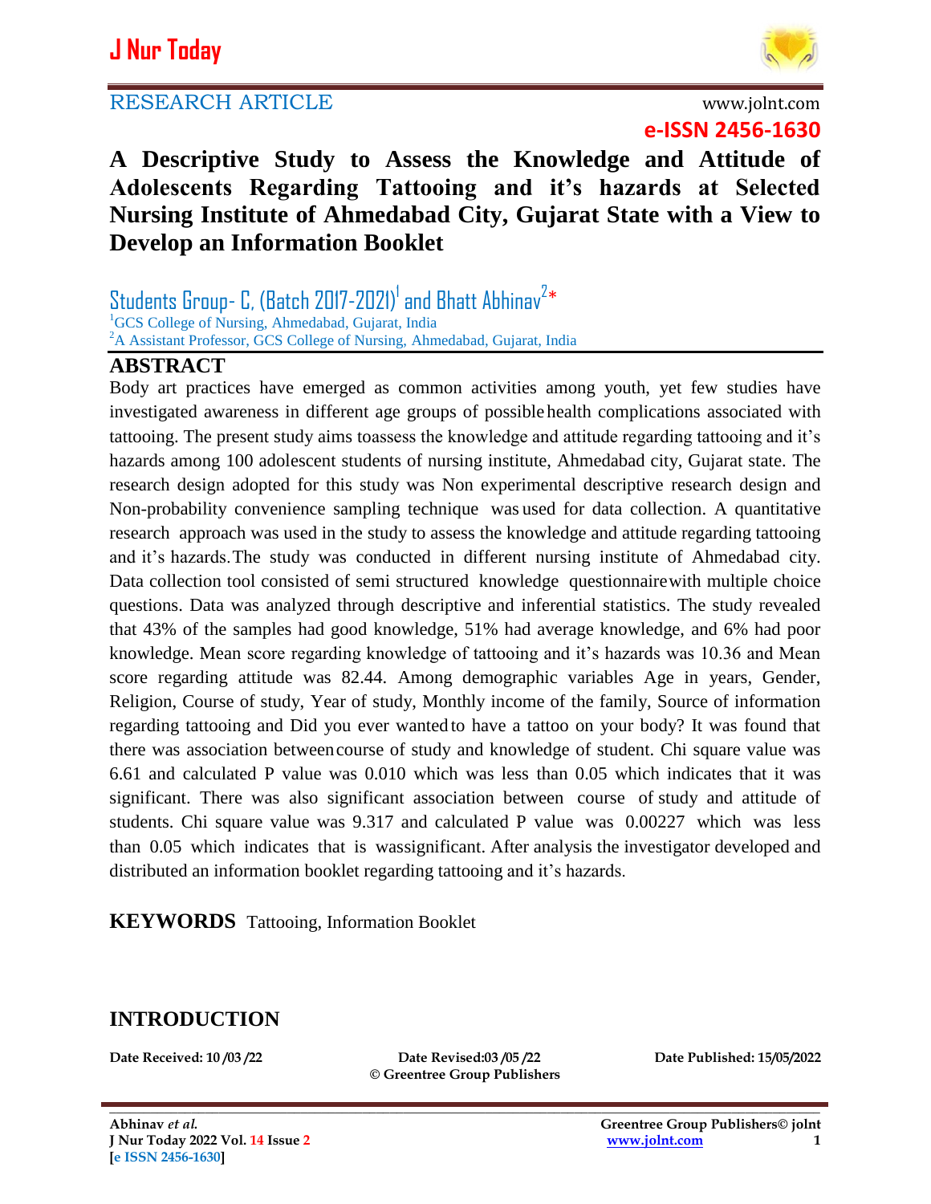RESEARCH ARTICLE

www.jolnt.com

**e-ISSN 2456-1630**

# A Descriptive Study to Assess the Knowledge and Attitude of Adolescents Regarding Tattooing and it's hazards at Selected Nursing Institute of Ahmedabad City, Gujarat State with a View to Develop an Information Booklet

Students Group- C, (Batch 2017-2021)[1] and Bhatt Abhinav[2]*

[1]GCS College of Nursing, Ahmedabad, Gujarat, India

[2]A Assistant Professor, GCS College of Nursing, Ahmedabad, Gujarat, India

## ABSTRACT

Body art practices have emerged as common activities among youth, yet few studies have investigated awareness in different age groups of possible health complications associated with tattooing. The present study aims toassess the knowledge and attitude regarding tattooing and it's hazards among 100 adolescent students of nursing institute, Ahmedabad city, Gujarat state. The research design adopted for this study was Non experimental descriptive research design and Non-probability convenience sampling technique was used for data collection. A quantitative research approach was used in the study to assess the knowledge and attitude regarding tattooing and it's hazards. The study was conducted in different nursing institute of Ahmedabad city. Data collection tool consisted of semi structured knowledge questionnairewith multiple choice questions. Data was analyzed through descriptive and inferential statistics. The study revealed that 43% of the samples had good knowledge, 51% had average knowledge, and 6% had poor knowledge. Mean score regarding knowledge of tattooing and it's hazards was 10.36 and Mean score regarding attitude was 82.44. Among demographic variables Age in years, Gender, Religion, Course of study, Year of study, Monthly income of the family, Source of information regarding tattooing and Did you ever wanted to have a tattoo on your body? It was found that there was association betweencourse of study and knowledge of student. Chi square value was 6.61 and calculated P value was 0.010 which was less than 0.05 which indicates that it was significant. There was also significant association between course of study and attitude of students. Chi square value was 9.317 and calculated P value was 0.00227 which was less than 0.05 which indicates that is wassignificant. After analysis the investigator developed and distributed an information booklet regarding tattooing and it's hazards.

**KEYWORDS** Tattooing, Information Booklet

## INTRODUCTION

**Date Received: 10 /03 /22** **Date Revised:03 /05 /22** **Date Published: 15/05/2022**

**© Greentree Group Publishers**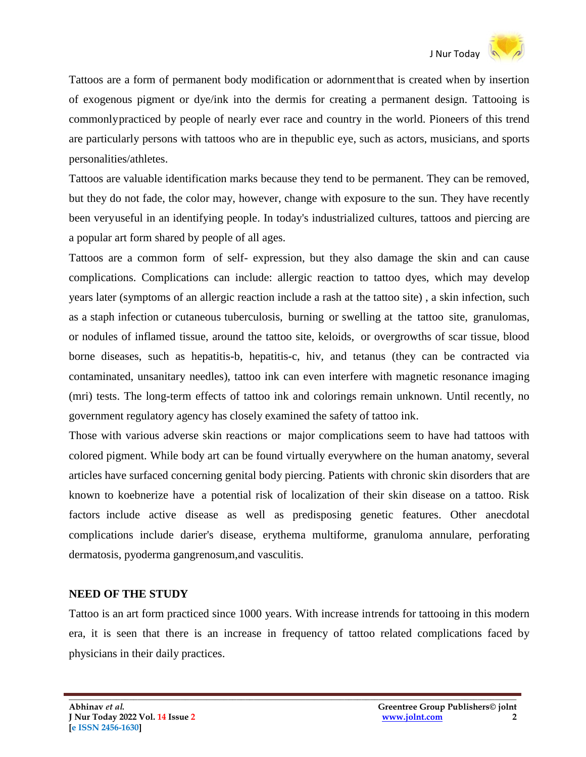Tattoos are a form of permanent body modification or adornment that is created when by insertion of exogenous pigment or dye/ink into the dermis for creating a permanent design. Tattooing is commonly practiced by people of nearly ever race and country in the world. Pioneers of this trend are particularly persons with tattoos who are in the public eye, such as actors, musicians, and sports personalities/athletes.

Tattoos are valuable identification marks because they tend to be permanent. They can be removed, but they do not fade, the color may, however, change with exposure to the sun. They have recently been very useful in an identifying people. In today's industrialized cultures, tattoos and piercing are a popular art form shared by people of all ages.

Tattoos are a common form of self- expression, but they also damage the skin and can cause complications. Complications can include: allergic reaction to tattoo dyes, which may develop years later (symptoms of an allergic reaction include a rash at the tattoo site) , a skin infection, such as a staph infection or cutaneous tuberculosis, burning or swelling at the tattoo site, granulomas, or nodules of inflamed tissue, around the tattoo site, keloids, or overgrowths of scar tissue, blood borne diseases, such as hepatitis-b, hepatitis-c, hiv, and tetanus (they can be contracted via contaminated, unsanitary needles), tattoo ink can even interfere with magnetic resonance imaging (mri) tests. The long-term effects of tattoo ink and colorings remain unknown. Until recently, no government regulatory agency has closely examined the safety of tattoo ink.

Those with various adverse skin reactions or major complications seem to have had tattoos with colored pigment. While body art can be found virtually everywhere on the human anatomy, several articles have surfaced concerning genital body piercing. Patients with chronic skin disorders that are known to koebnerize have a potential risk of localization of their skin disease on a tattoo. Risk factors include active disease as well as predisposing genetic features. Other anecdotal complications include darier's disease, erythema multiforme, granuloma annulare, perforating dermatosis, pyoderma gangrenosum, and vasculitis.

## NEED OF THE STUDY

Tattoo is an art form practiced since 1000 years. With increase in trends for tattooing in this modern era, it is seen that there is an increase in frequency of tattoo related complications faced by physicians in their daily practices.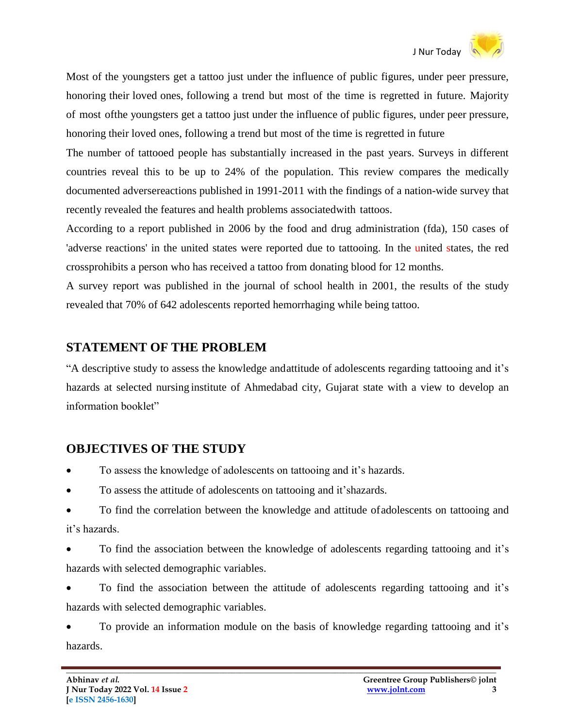Most of the youngsters get a tattoo just under the influence of public figures, under peer pressure, honoring their loved ones, following a trend but most of the time is regretted in future. Majority of most ofthe youngsters get a tattoo just under the influence of public figures, under peer pressure, honoring their loved ones, following a trend but most of the time is regretted in future

The number of tattooed people has substantially increased in the past years. Surveys in different countries reveal this to be up to 24% of the population. This review compares the medically documented adversereactions published in 1991-2011 with the findings of a nation-wide survey that recently revealed the features and health problems associatedwith tattoos.

According to a report published in 2006 by the food and drug administration (fda), 150 cases of 'adverse reactions' in the united states were reported due to tattooing. In the united states, the red crossprohibits a person who has received a tattoo from donating blood for 12 months.

A survey report was published in the journal of school health in 2001, the results of the study revealed that 70% of 642 adolescents reported hemorrhaging while being tattoo.

## STATEMENT OF THE PROBLEM

"A descriptive study to assess the knowledge andattitude of adolescents regarding tattooing and it's hazards at selected nursing institute of Ahmedabad city, Gujarat state with a view to develop an information booklet"

## OBJECTIVES OF THE STUDY

- To assess the knowledge of adolescents on tattooing and it's hazards.
- To assess the attitude of adolescents on tattooing and it'shazards.
- To find the correlation between the knowledge and attitude ofadolescents on tattooing and it's hazards.
- To find the association between the knowledge of adolescents regarding tattooing and it's hazards with selected demographic variables.
- To find the association between the attitude of adolescents regarding tattooing and it's hazards with selected demographic variables.
- To provide an information module on the basis of knowledge regarding tattooing and it's hazards.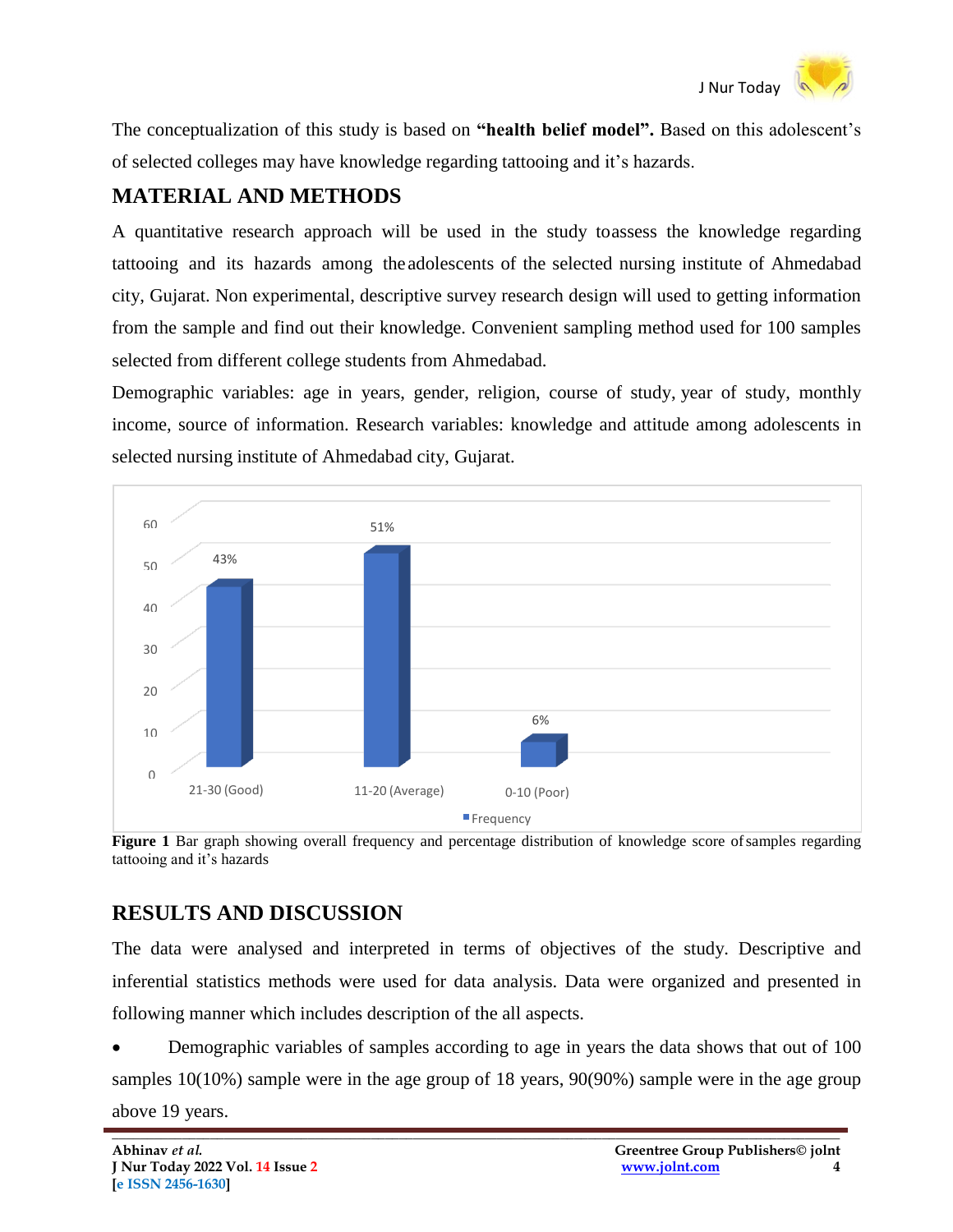The conceptualization of this study is based on **"health belief model".** Based on this adolescent's of selected colleges may have knowledge regarding tattooing and it's hazards.

## MATERIAL AND METHODS

A quantitative research approach will be used in the study toassess the knowledge regarding tattooing and its hazards among the adolescents of the selected nursing institute of Ahmedabad city, Gujarat. Non experimental, descriptive survey research design will used to getting information from the sample and find out their knowledge. Convenient sampling method used for 100 samples selected from different college students from Ahmedabad.

Demographic variables: age in years, gender, religion, course of study, year of study, monthly income, source of information. Research variables: knowledge and attitude among adolescents in selected nursing institute of Ahmedabad city, Gujarat.

**Figure 1** Bar graph showing overall frequency and percentage distribution of knowledge score of samples regarding tattooing and it's hazards

## RESULTS AND DISCUSSION

The data were analysed and interpreted in terms of objectives of the study. Descriptive and inferential statistics methods were used for data analysis. Data were organized and presented in following manner which includes description of the all aspects.

- Demographic variables of samples according to age in years the data shows that out of 100 samples 10(10%) sample were in the age group of 18 years, 90(90%) sample were in the age group above 19 years.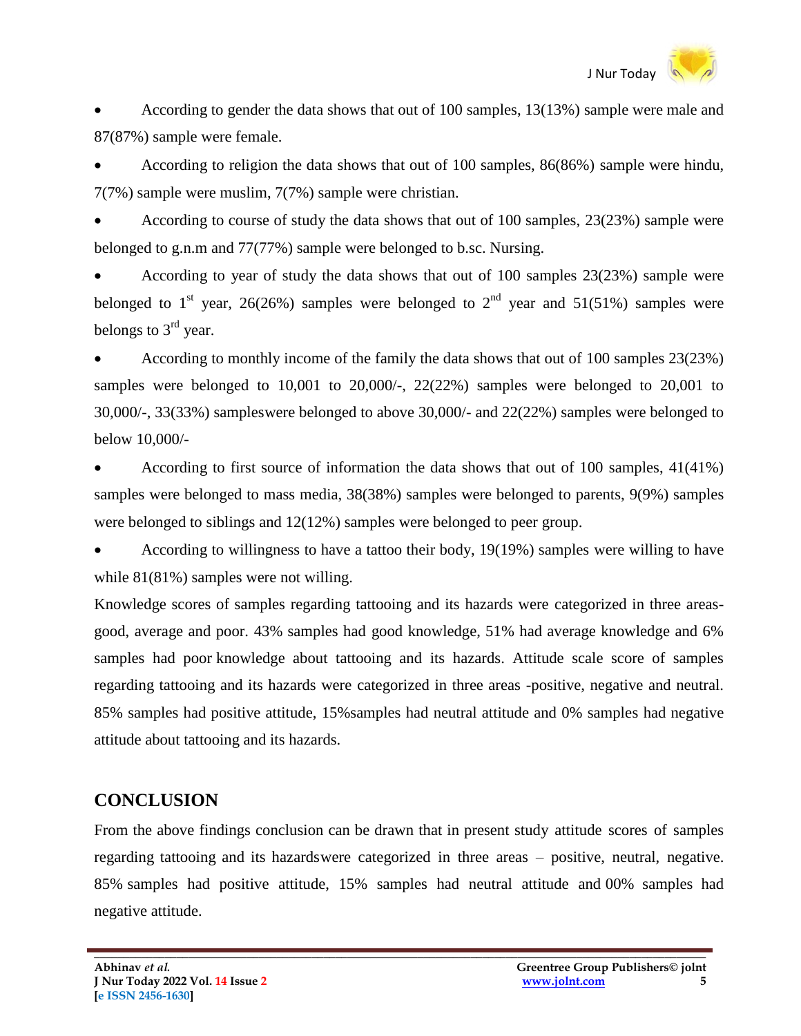- According to gender the data shows that out of 100 samples, 13(13%) sample were male and 87(87%) sample were female.
- According to religion the data shows that out of 100 samples, 86(86%) sample were hindu, 7(7%) sample were muslim, 7(7%) sample were christian.
- According to course of study the data shows that out of 100 samples, 23(23%) sample were belonged to g.n.m and 77(77%) sample were belonged to b.sc. Nursing.
- According to year of study the data shows that out of 100 samples 23(23%) sample were belonged to 1st year, 26(26%) samples were belonged to 2nd year and 51(51%) samples were belongs to 3rd year.
- According to monthly income of the family the data shows that out of 100 samples 23(23%) samples were belonged to 10,001 to 20,000/-, 22(22%) samples were belonged to 20,001 to 30,000/-, 33(33%) sampleswere belonged to above 30,000/- and 22(22%) samples were belonged to below 10,000/-
- According to first source of information the data shows that out of 100 samples, 41(41%) samples were belonged to mass media, 38(38%) samples were belonged to parents, 9(9%) samples were belonged to siblings and 12(12%) samples were belonged to peer group.
- According to willingness to have a tattoo their body, 19(19%) samples were willing to have while 81(81%) samples were not willing.

Knowledge scores of samples regarding tattooing and its hazards were categorized in three areas- good, average and poor. 43% samples had good knowledge, 51% had average knowledge and 6% samples had poor knowledge about tattooing and its hazards. Attitude scale score of samples regarding tattooing and its hazards were categorized in three areas -positive, negative and neutral. 85% samples had positive attitude, 15%samples had neutral attitude and 0% samples had negative attitude about tattooing and its hazards.

## CONCLUSION

From the above findings conclusion can be drawn that in present study attitude scores of samples regarding tattooing and its hazardswere categorized in three areas – positive, neutral, negative. 85% samples had positive attitude, 15% samples had neutral attitude and 00% samples had negative attitude.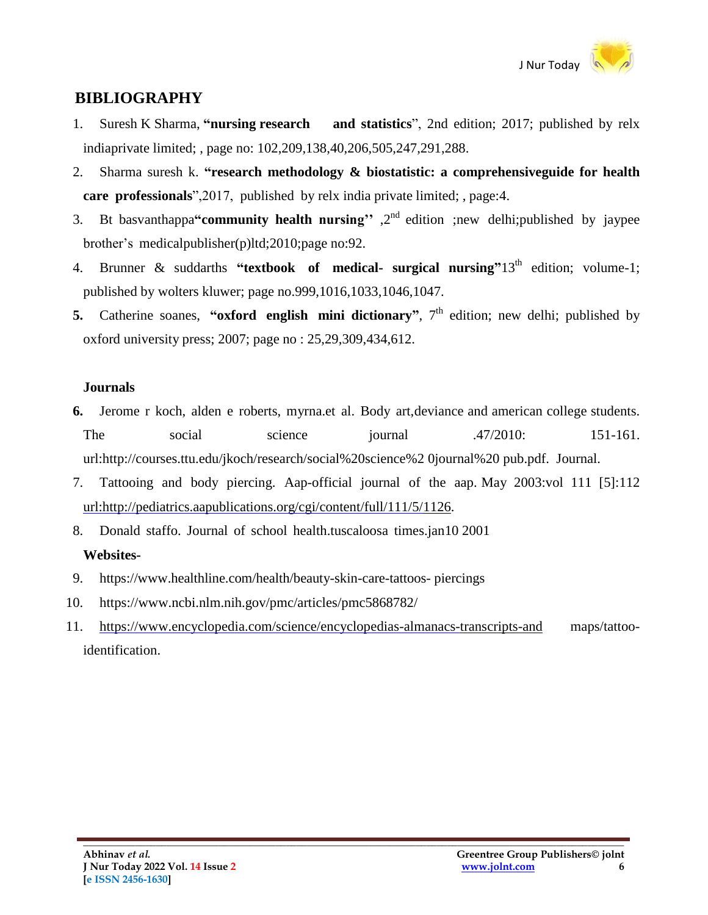## BIBLIOGRAPHY

1. Suresh K Sharma, **"nursing research and statistics**", 2nd edition; 2017; published by relx indiaprivate limited; , page no: 102,209,138,40,206,505,247,291,288.
2. Sharma suresh k. **"research methodology & biostatistic: a comprehensiveguide for health care professionals**",2017, published by relx india private limited; , page:4.
3. Bt basvanthappa**"community health nursing''** ,2nd edition ;new delhi;published by jaypee brother's medicalpublisher(p)ltd;2010;page no:92.
4. Brunner & suddarths **"textbook of medical- surgical nursing"**13th edition; volume-1; published by wolters kluwer; page no.999,1016,1033,1046,1047.
5. Catherine soanes, **"oxford english mini dictionary"**, 7th edition; new delhi; published by oxford university press; 2007; page no : 25,29,309,434,612.

**Journals**

6. Jerome r koch, alden e roberts, myrna.et al. Body art,deviance and american college students. The social science journal .47/2010: 151-161. url:http://courses.ttu.edu/jkoch/research/social%20science%2 0journal%20 pub.pdf. Journal.
7. Tattooing and body piercing. Aap-official journal of the aap. May 2003:vol 111 [5]:112 url:http://pediatrics.aapublications.org/cgi/content/full/111/5/1126.
8. Donald staffo. Journal of school health.tuscaloosa times.jan10 2001

**Websites-**

9. https://www.healthline.com/health/beauty-skin-care-tattoos- piercings
10. https://www.ncbi.nlm.nih.gov/pmc/articles/pmc5868782/
11. https://www.encyclopedia.com/science/encyclopedias-almanacs-transcripts-and maps/tattoo-identification.